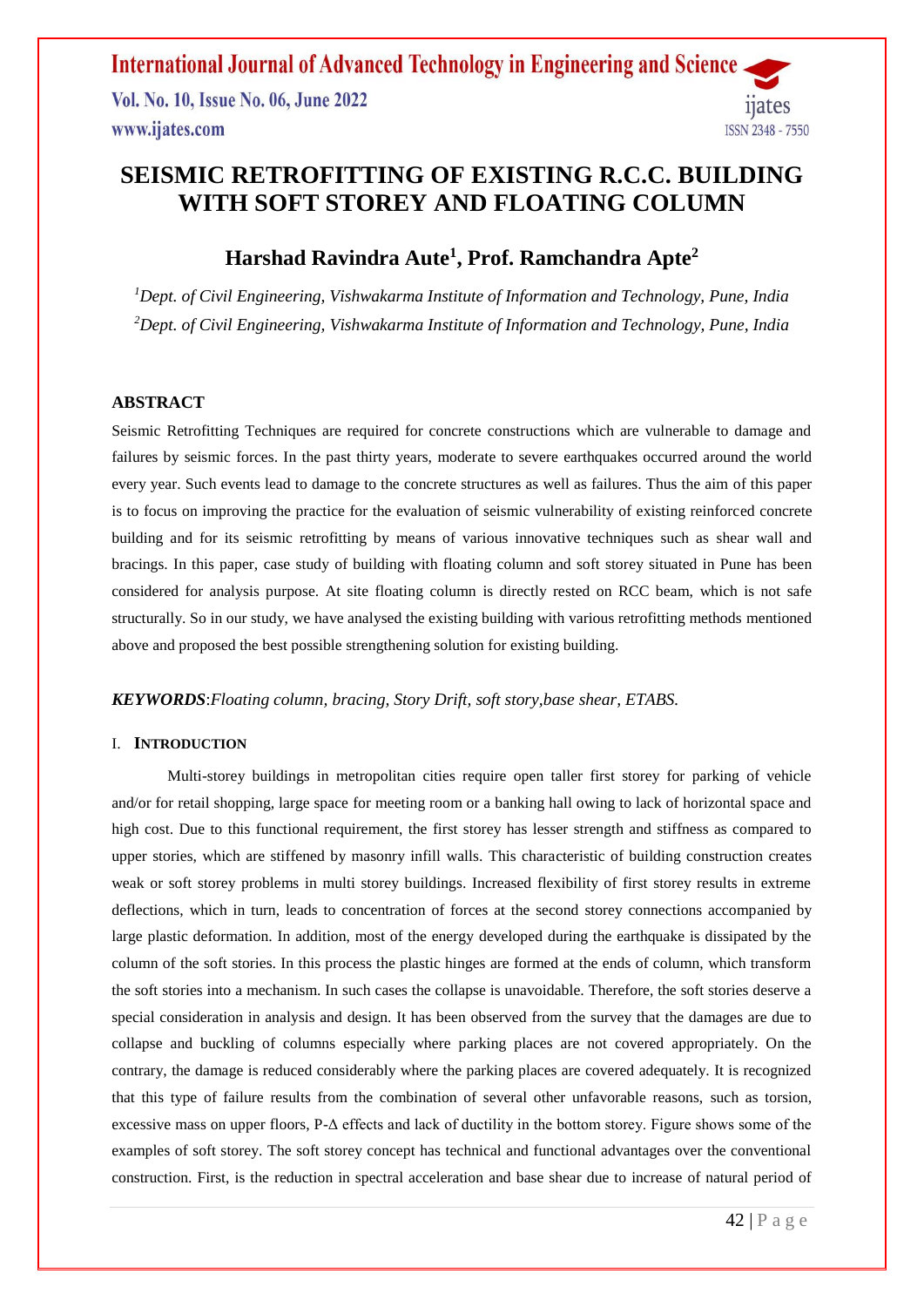# SEISMIC RETROFITTING OF EXISTING R.C.C. BUILDING WITH SOFT STOREY AND FLOATING COLUMN

## Harshad Ravindra Aute[1], Prof. Ramchandra Apte[2]

[1]*Dept. of Civil Engineering, Vishwakarma Institute of Information and Technology, Pune, India*
[2]*Dept. of Civil Engineering, Vishwakarma Institute of Information and Technology, Pune, India*

### ABSTRACT

Seismic Retrofitting Techniques are required for concrete constructions which are vulnerable to damage and failures by seismic forces. In the past thirty years, moderate to severe earthquakes occurred around the world every year. Such events lead to damage to the concrete structures as well as failures. Thus the aim of this paper is to focus on improving the practice for the evaluation of seismic vulnerability of existing reinforced concrete building and for its seismic retrofitting by means of various innovative techniques such as shear wall and bracings. In this paper, case study of building with floating column and soft storey situated in Pune has been considered for analysis purpose. At site floating column is directly rested on RCC beam, which is not safe structurally. So in our study, we have analysed the existing building with various retrofitting methods mentioned above and proposed the best possible strengthening solution for existing building.

***KEYWORDS***:*Floating column, bracing, Story Drift, soft story,base shear, ETABS.*

### I. INTRODUCTION

Multi-storey buildings in metropolitan cities require open taller first storey for parking of vehicle and/or for retail shopping, large space for meeting room or a banking hall owing to lack of horizontal space and high cost. Due to this functional requirement, the first storey has lesser strength and stiffness as compared to upper stories, which are stiffened by masonry infill walls. This characteristic of building construction creates weak or soft storey problems in multi storey buildings. Increased flexibility of first storey results in extreme deflections, which in turn, leads to concentration of forces at the second storey connections accompanied by large plastic deformation. In addition, most of the energy developed during the earthquake is dissipated by the column of the soft stories. In this process the plastic hinges are formed at the ends of column, which transform the soft stories into a mechanism. In such cases the collapse is unavoidable. Therefore, the soft stories deserve a special consideration in analysis and design. It has been observed from the survey that the damages are due to collapse and buckling of columns especially where parking places are not covered appropriately. On the contrary, the damage is reduced considerably where the parking places are covered adequately. It is recognized that this type of failure results from the combination of several other unfavorable reasons, such as torsion, excessive mass on upper floors, P-Δ effects and lack of ductility in the bottom storey. Figure shows some of the examples of soft storey. The soft storey concept has technical and functional advantages over the conventional construction. First, is the reduction in spectral acceleration and base shear due to increase of natural period of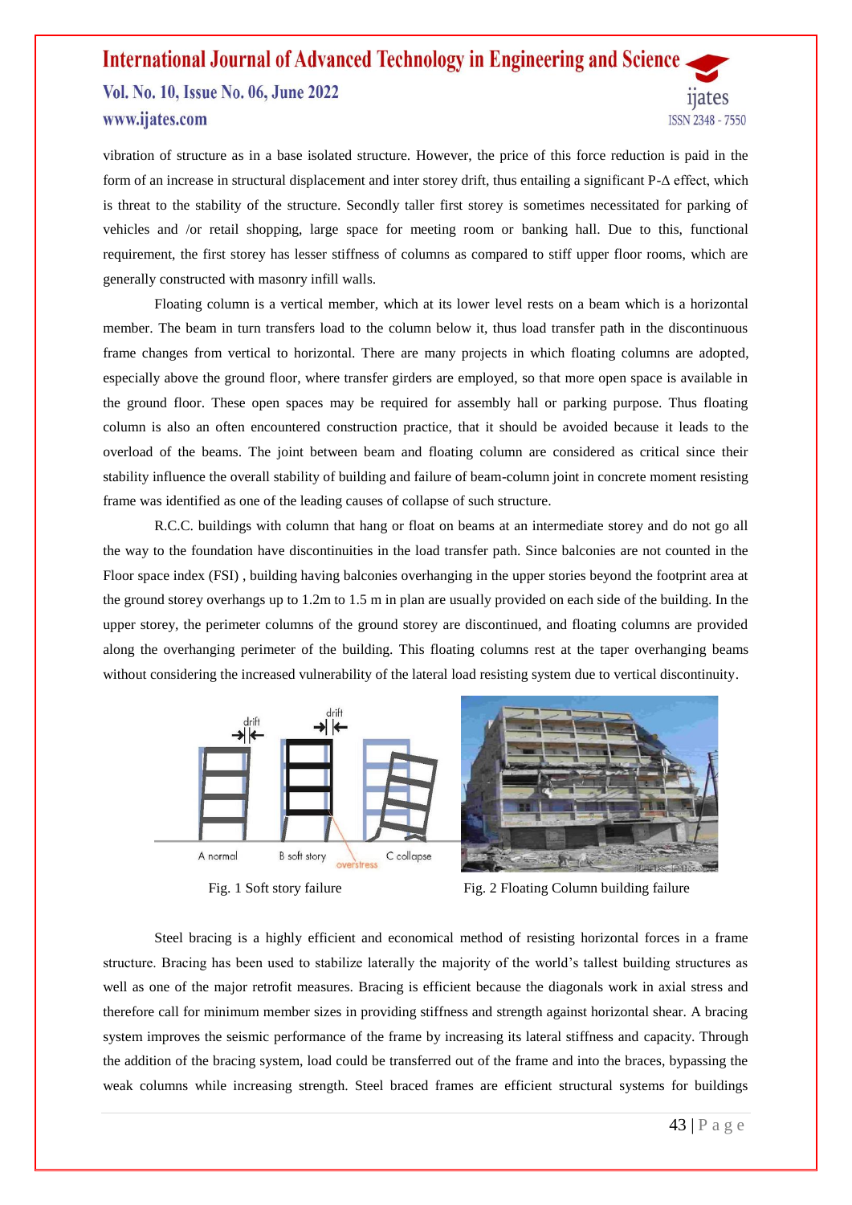vibration of structure as in a base isolated structure. However, the price of this force reduction is paid in the form of an increase in structural displacement and inter storey drift, thus entailing a significant P-Δ effect, which is threat to the stability of the structure. Secondly taller first storey is sometimes necessitated for parking of vehicles and /or retail shopping, large space for meeting room or banking hall. Due to this, functional requirement, the first storey has lesser stiffness of columns as compared to stiff upper floor rooms, which are generally constructed with masonry infill walls.

Floating column is a vertical member, which at its lower level rests on a beam which is a horizontal member. The beam in turn transfers load to the column below it, thus load transfer path in the discontinuous frame changes from vertical to horizontal. There are many projects in which floating columns are adopted, especially above the ground floor, where transfer girders are employed, so that more open space is available in the ground floor. These open spaces may be required for assembly hall or parking purpose. Thus floating column is also an often encountered construction practice, that it should be avoided because it leads to the overload of the beams. The joint between beam and floating column are considered as critical since their stability influence the overall stability of building and failure of beam-column joint in concrete moment resisting frame was identified as one of the leading causes of collapse of such structure.

R.C.C. buildings with column that hang or float on beams at an intermediate storey and do not go all the way to the foundation have discontinuities in the load transfer path. Since balconies are not counted in the Floor space index (FSI) , building having balconies overhanging in the upper stories beyond the footprint area at the ground storey overhangs up to 1.2m to 1.5 m in plan are usually provided on each side of the building. In the upper storey, the perimeter columns of the ground storey are discontinued, and floating columns are provided along the overhanging perimeter of the building. This floating columns rest at the taper overhanging beams without considering the increased vulnerability of the lateral load resisting system due to vertical discontinuity.

Fig. 1 Soft story failure

Fig. 2 Floating Column building failure

Steel bracing is a highly efficient and economical method of resisting horizontal forces in a frame structure. Bracing has been used to stabilize laterally the majority of the world's tallest building structures as well as one of the major retrofit measures. Bracing is efficient because the diagonals work in axial stress and therefore call for minimum member sizes in providing stiffness and strength against horizontal shear. A bracing system improves the seismic performance of the frame by increasing its lateral stiffness and capacity. Through the addition of the bracing system, load could be transferred out of the frame and into the braces, bypassing the weak columns while increasing strength. Steel braced frames are efficient structural systems for buildings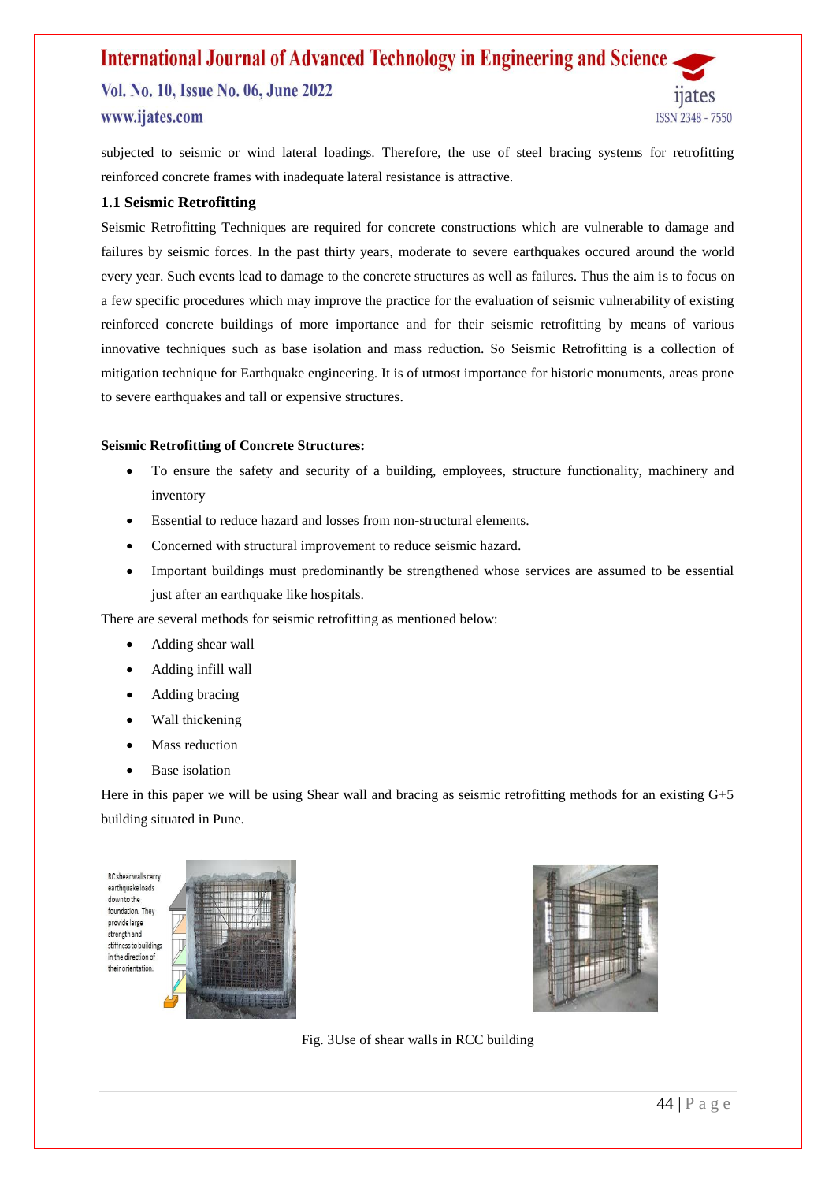subjected to seismic or wind lateral loadings. Therefore, the use of steel bracing systems for retrofitting reinforced concrete frames with inadequate lateral resistance is attractive.

### 1.1 Seismic Retrofitting

Seismic Retrofitting Techniques are required for concrete constructions which are vulnerable to damage and failures by seismic forces. In the past thirty years, moderate to severe earthquakes occured around the world every year. Such events lead to damage to the concrete structures as well as failures. Thus the aim is to focus on a few specific procedures which may improve the practice for the evaluation of seismic vulnerability of existing reinforced concrete buildings of more importance and for their seismic retrofitting by means of various innovative techniques such as base isolation and mass reduction. So Seismic Retrofitting is a collection of mitigation technique for Earthquake engineering. It is of utmost importance for historic monuments, areas prone to severe earthquakes and tall or expensive structures.

**Seismic Retrofitting of Concrete Structures:**

- To ensure the safety and security of a building, employees, structure functionality, machinery and inventory
- Essential to reduce hazard and losses from non-structural elements.
- Concerned with structural improvement to reduce seismic hazard.
- Important buildings must predominantly be strengthened whose services are assumed to be essential just after an earthquake like hospitals.

There are several methods for seismic retrofitting as mentioned below:

- Adding shear wall
- Adding infill wall
- Adding bracing
- Wall thickening
- Mass reduction
- Base isolation

Here in this paper we will be using Shear wall and bracing as seismic retrofitting methods for an existing G+5 building situated in Pune.

RC shear walls carry earthquake loads down to the foundation. They provide large strength and stiffness to buildings in the direction of their orientation.

Fig. 3Use of shear walls in RCC building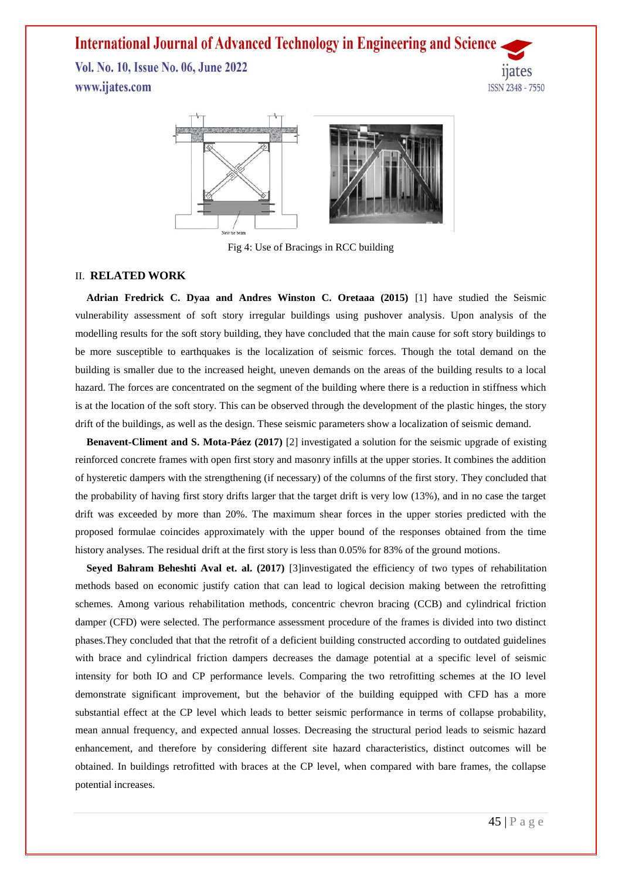Fig 4: Use of Bracings in RCC building

## II. RELATED WORK

**Adrian Fredrick C. Dyaa and Andres Winston C. Oretaaa (2015)** [1] have studied the Seismic vulnerability assessment of soft story irregular buildings using pushover analysis. Upon analysis of the modelling results for the soft story building, they have concluded that the main cause for soft story buildings to be more susceptible to earthquakes is the localization of seismic forces. Though the total demand on the building is smaller due to the increased height, uneven demands on the areas of the building results to a local hazard. The forces are concentrated on the segment of the building where there is a reduction in stiffness which is at the location of the soft story. This can be observed through the development of the plastic hinges, the story drift of the buildings, as well as the design. These seismic parameters show a localization of seismic demand.

**Benavent-Climent and S. Mota-Páez (2017)** [2] investigated a solution for the seismic upgrade of existing reinforced concrete frames with open first story and masonry infills at the upper stories. It combines the addition of hysteretic dampers with the strengthening (if necessary) of the columns of the first story. They concluded that the probability of having first story drifts larger that the target drift is very low (13%), and in no case the target drift was exceeded by more than 20%. The maximum shear forces in the upper stories predicted with the proposed formulae coincides approximately with the upper bound of the responses obtained from the time history analyses. The residual drift at the first story is less than 0.05% for 83% of the ground motions.

**Seyed Bahram Beheshti Aval et. al. (2017)** [3]investigated the efficiency of two types of rehabilitation methods based on economic justify cation that can lead to logical decision making between the retrofitting schemes. Among various rehabilitation methods, concentric chevron bracing (CCB) and cylindrical friction damper (CFD) were selected. The performance assessment procedure of the frames is divided into two distinct phases.They concluded that that the retrofit of a deficient building constructed according to outdated guidelines with brace and cylindrical friction dampers decreases the damage potential at a specific level of seismic intensity for both IO and CP performance levels. Comparing the two retrofitting schemes at the IO level demonstrate significant improvement, but the behavior of the building equipped with CFD has a more substantial effect at the CP level which leads to better seismic performance in terms of collapse probability, mean annual frequency, and expected annual losses. Decreasing the structural period leads to seismic hazard enhancement, and therefore by considering different site hazard characteristics, distinct outcomes will be obtained. In buildings retrofitted with braces at the CP level, when compared with bare frames, the collapse potential increases.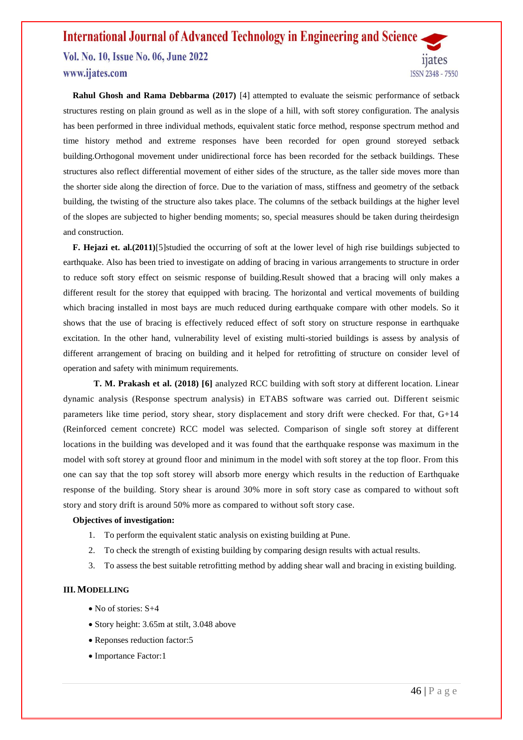**Rahul Ghosh and Rama Debbarma (2017)** [4] attempted to evaluate the seismic performance of setback structures resting on plain ground as well as in the slope of a hill, with soft storey configuration. The analysis has been performed in three individual methods, equivalent static force method, response spectrum method and time history method and extreme responses have been recorded for open ground storeyed setback building.Orthogonal movement under unidirectional force has been recorded for the setback buildings. These structures also reflect differential movement of either sides of the structure, as the taller side moves more than the shorter side along the direction of force. Due to the variation of mass, stiffness and geometry of the setback building, the twisting of the structure also takes place. The columns of the setback buildings at the higher level of the slopes are subjected to higher bending moments; so, special measures should be taken during theirdesign and construction.

**F. Hejazi et. al.(2011)**[5]studied the occurring of soft at the lower level of high rise buildings subjected to earthquake. Also has been tried to investigate on adding of bracing in various arrangements to structure in order to reduce soft story effect on seismic response of building.Result showed that a bracing will only makes a different result for the storey that equipped with bracing. The horizontal and vertical movements of building which bracing installed in most bays are much reduced during earthquake compare with other models. So it shows that the use of bracing is effectively reduced effect of soft story on structure response in earthquake excitation. In the other hand, vulnerability level of existing multi-storied buildings is assess by analysis of different arrangement of bracing on building and it helped for retrofitting of structure on consider level of operation and safety with minimum requirements.

**T. M. Prakash et al. (2018) [6]** analyzed RCC building with soft story at different location. Linear dynamic analysis (Response spectrum analysis) in ETABS software was carried out. Different seismic parameters like time period, story shear, story displacement and story drift were checked. For that, G+14 (Reinforced cement concrete) RCC model was selected. Comparison of single soft storey at different locations in the building was developed and it was found that the earthquake response was maximum in the model with soft storey at ground floor and minimum in the model with soft storey at the top floor. From this one can say that the top soft storey will absorb more energy which results in the reduction of Earthquake response of the building. Story shear is around 30% more in soft story case as compared to without soft story and story drift is around 50% more as compared to without soft story case.

**Objectives of investigation:**

1. To perform the equivalent static analysis on existing building at Pune.
2. To check the strength of existing building by comparing design results with actual results.
3. To assess the best suitable retrofitting method by adding shear wall and bracing in existing building.

## III. MODELLING

- No of stories: S+4
- Story height: 3.65m at stilt, 3.048 above
- Reponses reduction factor:5
- Importance Factor:1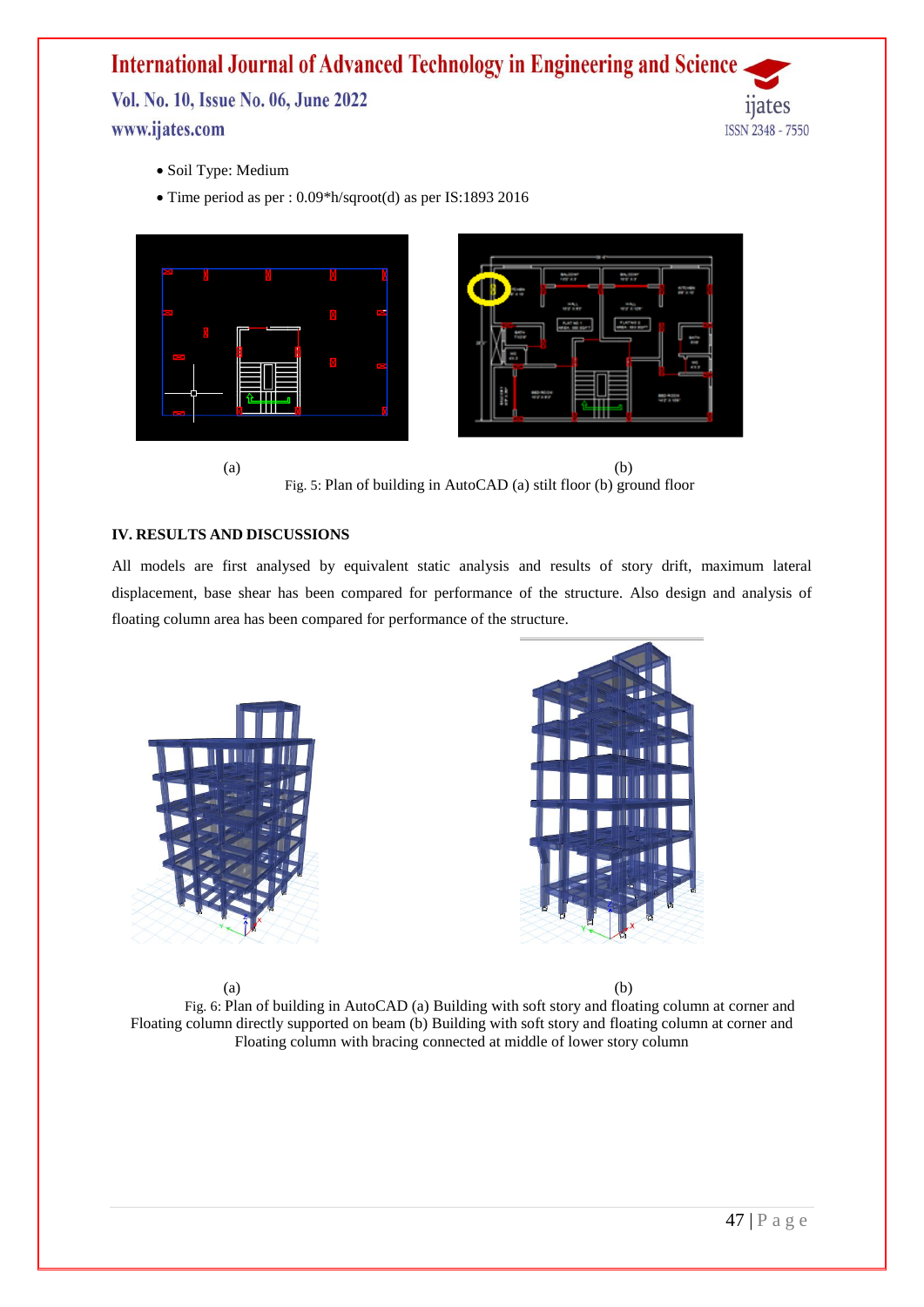- Soil Type: Medium
- Time period as per : 0.09*h/sqroot(d) as per IS:1893 2016

(a) (b)

Fig. 5: Plan of building in AutoCAD (a) stilt floor (b) ground floor

## IV. RESULTS AND DISCUSSIONS

All models are first analysed by equivalent static analysis and results of story drift, maximum lateral displacement, base shear has been compared for performance of the structure. Also design and analysis of floating column area has been compared for performance of the structure.

(a) (b)

Fig. 6: Plan of building in AutoCAD (a) Building with soft story and floating column at corner and Floating column directly supported on beam (b) Building with soft story and floating column at corner and Floating column with bracing connected at middle of lower story column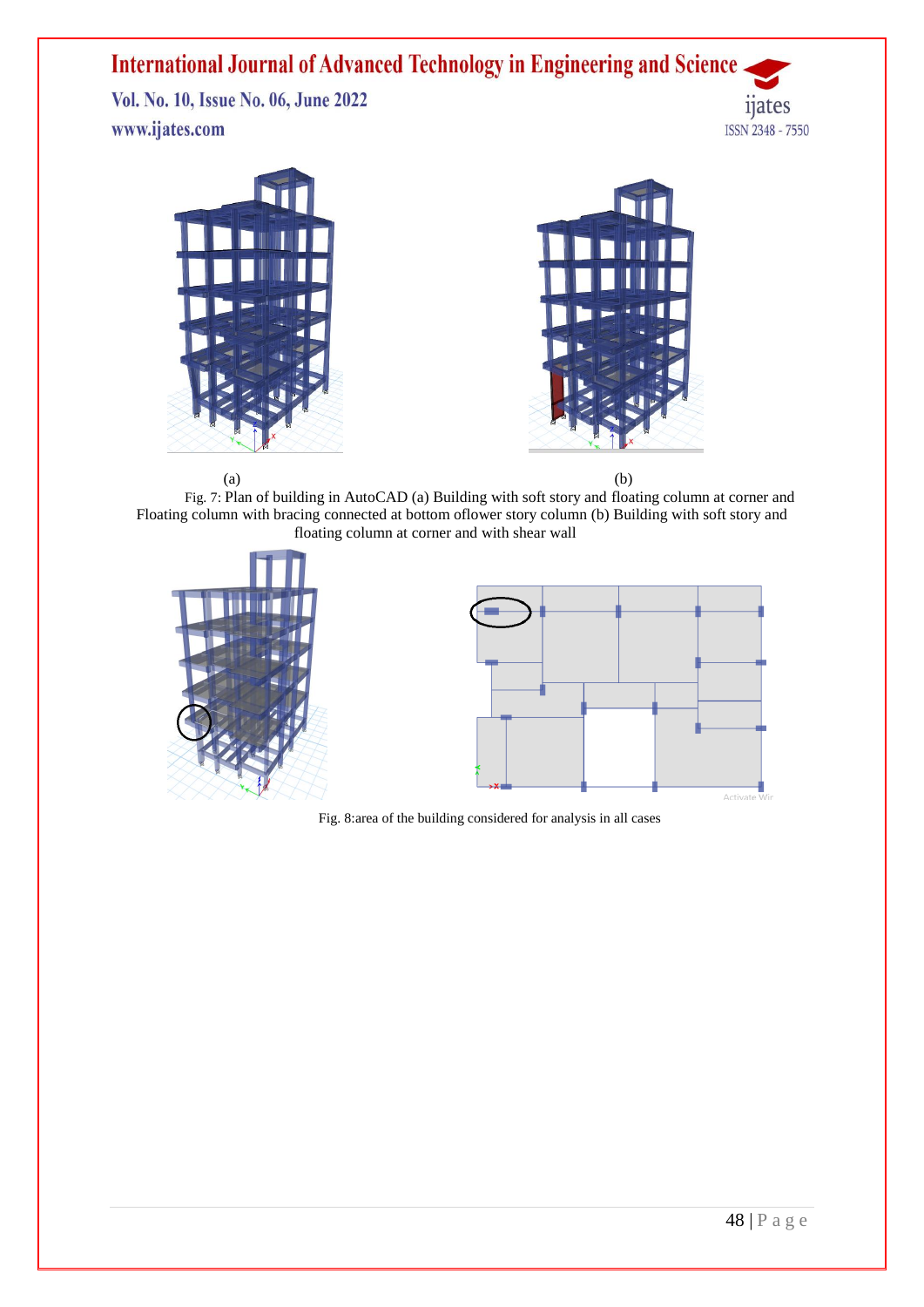(a) (b)

Fig. 7: Plan of building in AutoCAD (a) Building with soft story and floating column at corner and Floating column with bracing connected at bottom oflower story column (b) Building with soft story and floating column at corner and with shear wall

Fig. 8:area of the building considered for analysis in all cases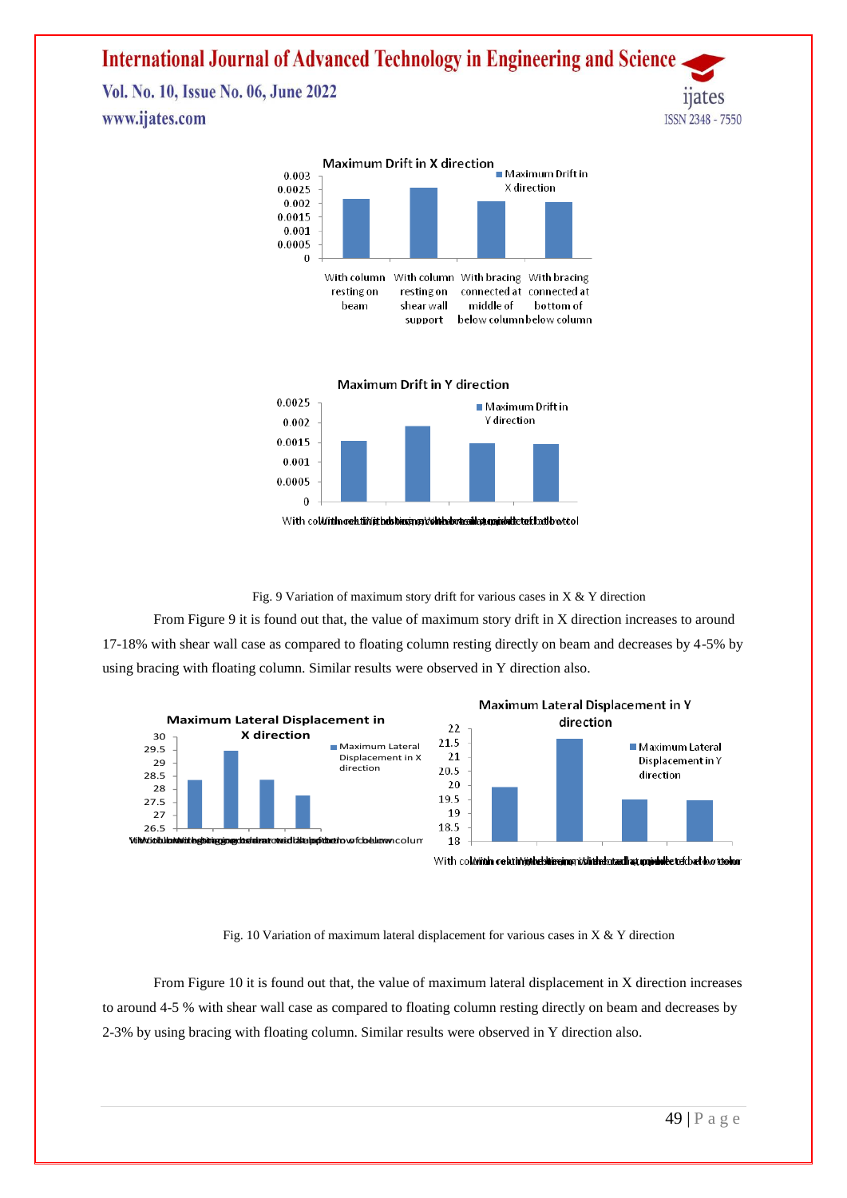Fig. 9 Variation of maximum story drift for various cases in X & Y direction

From Figure 9 it is found out that, the value of maximum story drift in X direction increases to around 17-18% with shear wall case as compared to floating column resting directly on beam and decreases by 4-5% by using bracing with floating column. Similar results were observed in Y direction also.

Fig. 10 Variation of maximum lateral displacement for various cases in X & Y direction

From Figure 10 it is found out that, the value of maximum lateral displacement in X direction increases to around 4-5 % with shear wall case as compared to floating column resting directly on beam and decreases by 2-3% by using bracing with floating column. Similar results were observed in Y direction also.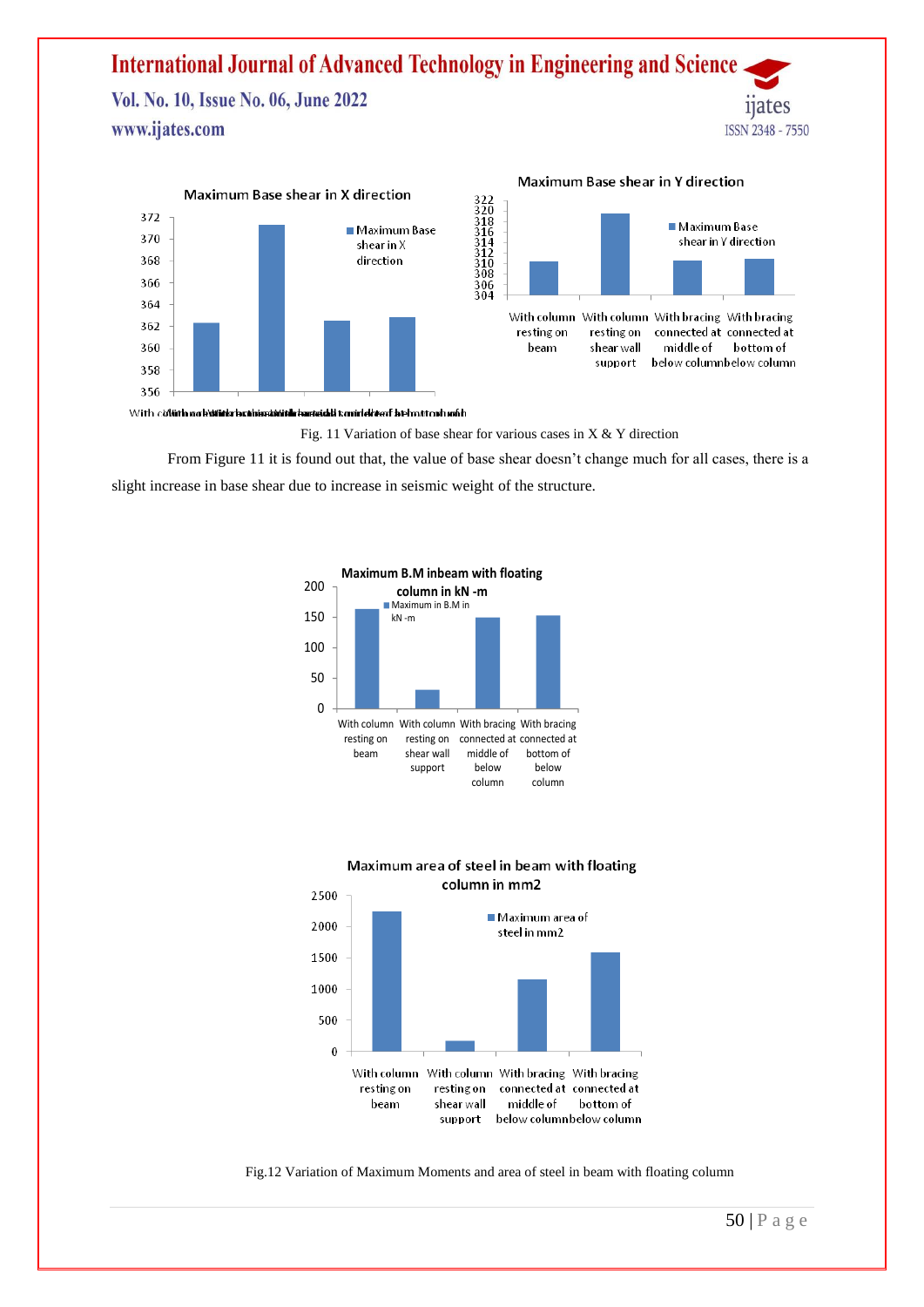Fig. 11 Variation of base shear for various cases in X & Y direction

From Figure 11 it is found out that, the value of base shear doesn't change much for all cases, there is a slight increase in base shear due to increase in seismic weight of the structure.

Fig.12 Variation of Maximum Moments and area of steel in beam with floating column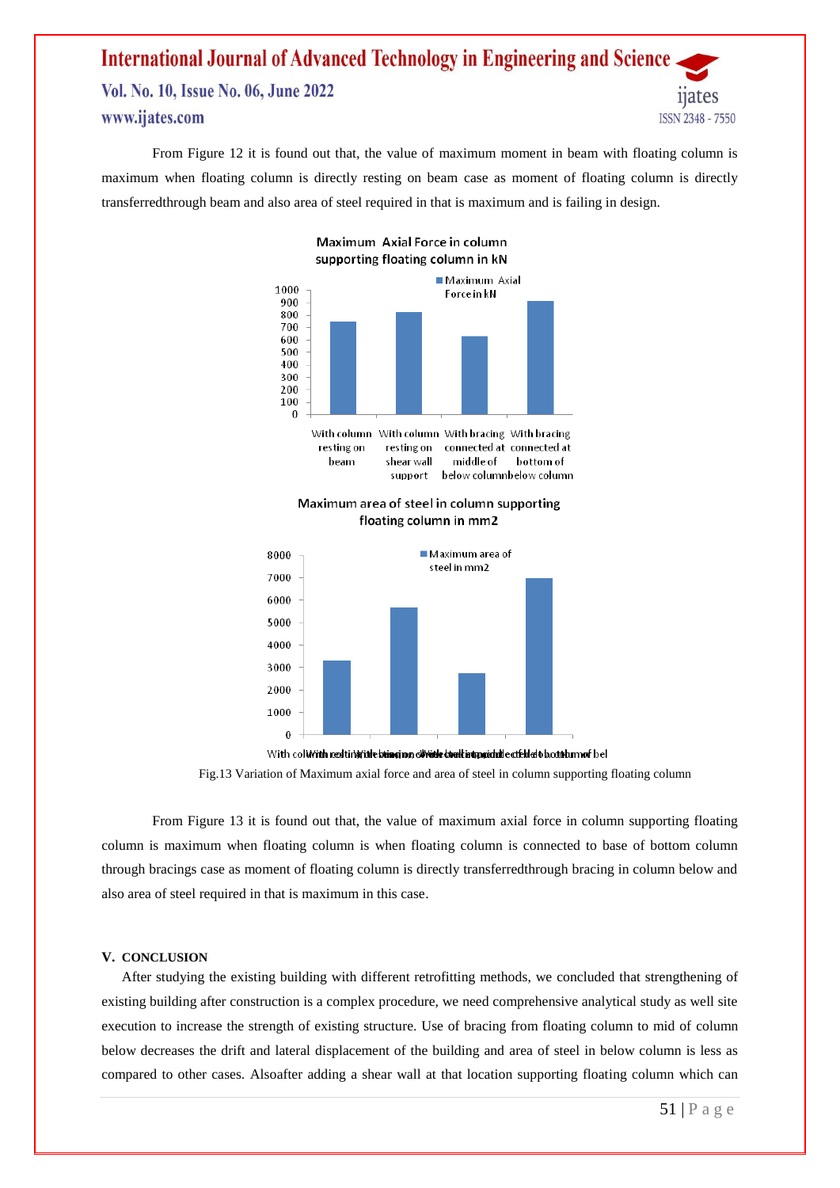From Figure 12 it is found out that, the value of maximum moment in beam with floating column is maximum when floating column is directly resting on beam case as moment of floating column is directly transferredthrough beam and also area of steel required in that is maximum and is failing in design.

Maximum Axial Force in column supporting floating column in kN

| | Maximum Axial Force in kN |
|---|---|
| With column resting on beam | ~750 |
| With column resting on shear wall support | ~825 |
| With bracing connected at middle of below column | ~630 |
| With bracing connected at bottom of below column | ~915 |

Maximum area of steel in column supporting floating column in mm2

| | Maximum area of steel in mm2 |
|---|---|
| With column resting on beam | ~3300 |
| With column resting on shear wall support | ~5650 |
| With bracing connected at middle of below column | ~2750 |
| With bracing connected at bottom of below column | ~6950 |

Fig.13 Variation of Maximum axial force and area of steel in column supporting floating column

From Figure 13 it is found out that, the value of maximum axial force in column supporting floating column is maximum when floating column is when floating column is connected to base of bottom column through bracings case as moment of floating column is directly transferredthrough bracing in column below and also area of steel required in that is maximum in this case.

## V. CONCLUSION

After studying the existing building with different retrofitting methods, we concluded that strengthening of existing building after construction is a complex procedure, we need comprehensive analytical study as well site execution to increase the strength of existing structure. Use of bracing from floating column to mid of column below decreases the drift and lateral displacement of the building and area of steel in below column is less as compared to other cases. Alsoafter adding a shear wall at that location supporting floating column which can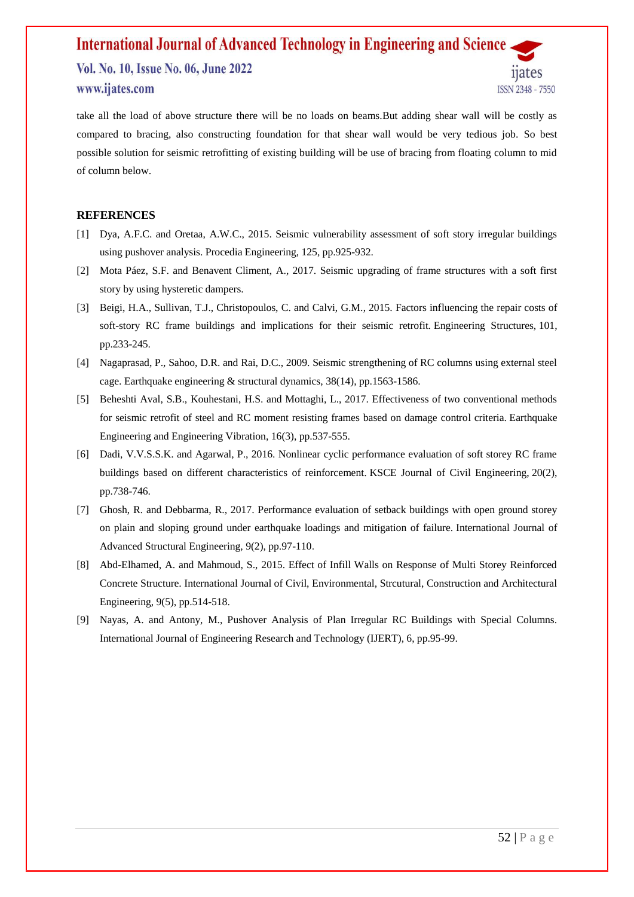take all the load of above structure there will be no loads on beams.But adding shear wall will be costly as compared to bracing, also constructing foundation for that shear wall would be very tedious job. So best possible solution for seismic retrofitting of existing building will be use of bracing from floating column to mid of column below.

## REFERENCES

[1] Dya, A.F.C. and Oretaa, A.W.C., 2015. Seismic vulnerability assessment of soft story irregular buildings using pushover analysis. Procedia Engineering, 125, pp.925-932.

[2] Mota Páez, S.F. and Benavent Climent, A., 2017. Seismic upgrading of frame structures with a soft first story by using hysteretic dampers.

[3] Beigi, H.A., Sullivan, T.J., Christopoulos, C. and Calvi, G.M., 2015. Factors influencing the repair costs of soft-story RC frame buildings and implications for their seismic retrofit. Engineering Structures, 101, pp.233-245.

[4] Nagaprasad, P., Sahoo, D.R. and Rai, D.C., 2009. Seismic strengthening of RC columns using external steel cage. Earthquake engineering & structural dynamics, 38(14), pp.1563-1586.

[5] Beheshti Aval, S.B., Kouhestani, H.S. and Mottaghi, L., 2017. Effectiveness of two conventional methods for seismic retrofit of steel and RC moment resisting frames based on damage control criteria. Earthquake Engineering and Engineering Vibration, 16(3), pp.537-555.

[6] Dadi, V.V.S.S.K. and Agarwal, P., 2016. Nonlinear cyclic performance evaluation of soft storey RC frame buildings based on different characteristics of reinforcement. KSCE Journal of Civil Engineering, 20(2), pp.738-746.

[7] Ghosh, R. and Debbarma, R., 2017. Performance evaluation of setback buildings with open ground storey on plain and sloping ground under earthquake loadings and mitigation of failure. International Journal of Advanced Structural Engineering, 9(2), pp.97-110.

[8] Abd-Elhamed, A. and Mahmoud, S., 2015. Effect of Infill Walls on Response of Multi Storey Reinforced Concrete Structure. International Journal of Civil, Environmental, Strcutural, Construction and Architectural Engineering, 9(5), pp.514-518.

[9] Nayas, A. and Antony, M., Pushover Analysis of Plan Irregular RC Buildings with Special Columns. International Journal of Engineering Research and Technology (IJERT), 6, pp.95-99.